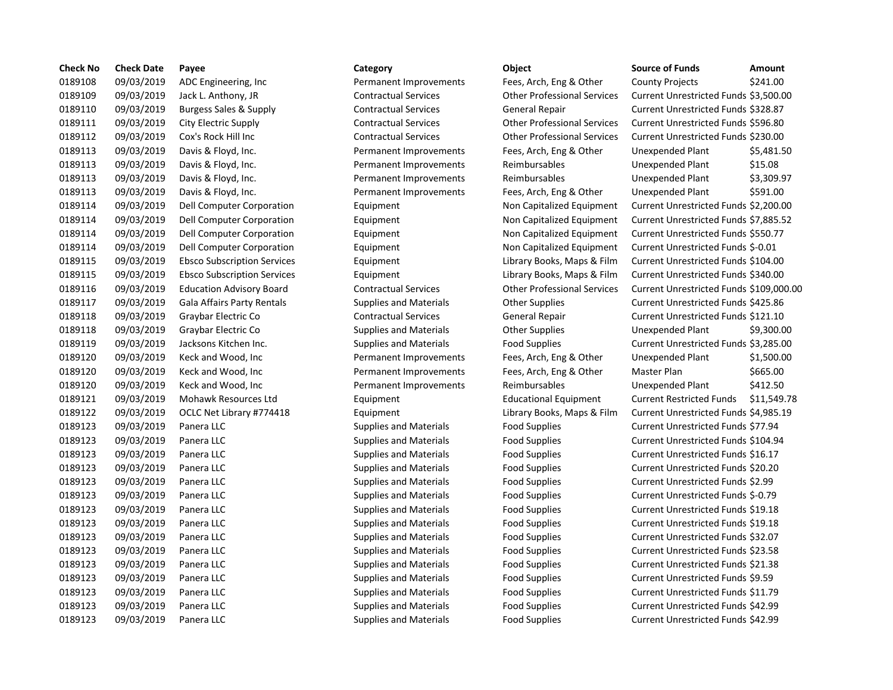| Check No | Check Date | Payee | Category | Object | Source of Funds | Amount |
|---|---|---|---|---|---|---|
| 0189108 | 09/03/2019 | ADC Engineering, Inc | Permanent Improvements | Fees, Arch, Eng & Other | County Projects | $241.00 |
| 0189109 | 09/03/2019 | Jack L. Anthony, JR | Contractual Services | Other Professional Services | Current Unrestricted Funds | $3,500.00 |
| 0189110 | 09/03/2019 | Burgess Sales & Supply | Contractual Services | General Repair | Current Unrestricted Funds | $328.87 |
| 0189111 | 09/03/2019 | City Electric Supply | Contractual Services | Other Professional Services | Current Unrestricted Funds | $596.80 |
| 0189112 | 09/03/2019 | Cox's Rock Hill Inc | Contractual Services | Other Professional Services | Current Unrestricted Funds | $230.00 |
| 0189113 | 09/03/2019 | Davis & Floyd, Inc. | Permanent Improvements | Fees, Arch, Eng & Other | Unexpended Plant | $5,481.50 |
| 0189113 | 09/03/2019 | Davis & Floyd, Inc. | Permanent Improvements | Reimbursables | Unexpended Plant | $15.08 |
| 0189113 | 09/03/2019 | Davis & Floyd, Inc. | Permanent Improvements | Reimbursables | Unexpended Plant | $3,309.97 |
| 0189113 | 09/03/2019 | Davis & Floyd, Inc. | Permanent Improvements | Fees, Arch, Eng & Other | Unexpended Plant | $591.00 |
| 0189114 | 09/03/2019 | Dell Computer Corporation | Equipment | Non Capitalized Equipment | Current Unrestricted Funds | $2,200.00 |
| 0189114 | 09/03/2019 | Dell Computer Corporation | Equipment | Non Capitalized Equipment | Current Unrestricted Funds | $7,885.52 |
| 0189114 | 09/03/2019 | Dell Computer Corporation | Equipment | Non Capitalized Equipment | Current Unrestricted Funds | $550.77 |
| 0189114 | 09/03/2019 | Dell Computer Corporation | Equipment | Non Capitalized Equipment | Current Unrestricted Funds | $-0.01 |
| 0189115 | 09/03/2019 | Ebsco Subscription Services | Equipment | Library Books, Maps & Film | Current Unrestricted Funds | $104.00 |
| 0189115 | 09/03/2019 | Ebsco Subscription Services | Equipment | Library Books, Maps & Film | Current Unrestricted Funds | $340.00 |
| 0189116 | 09/03/2019 | Education Advisory Board | Contractual Services | Other Professional Services | Current Unrestricted Funds | $109,000.00 |
| 0189117 | 09/03/2019 | Gala Affairs Party Rentals | Supplies and Materials | Other Supplies | Current Unrestricted Funds | $425.86 |
| 0189118 | 09/03/2019 | Graybar Electric Co | Contractual Services | General Repair | Current Unrestricted Funds | $121.10 |
| 0189118 | 09/03/2019 | Graybar Electric Co | Supplies and Materials | Other Supplies | Unexpended Plant | $9,300.00 |
| 0189119 | 09/03/2019 | Jacksons Kitchen Inc. | Supplies and Materials | Food Supplies | Current Unrestricted Funds | $3,285.00 |
| 0189120 | 09/03/2019 | Keck and Wood, Inc | Permanent Improvements | Fees, Arch, Eng & Other | Unexpended Plant | $1,500.00 |
| 0189120 | 09/03/2019 | Keck and Wood, Inc | Permanent Improvements | Fees, Arch, Eng & Other | Master Plan | $665.00 |
| 0189120 | 09/03/2019 | Keck and Wood, Inc | Permanent Improvements | Reimbursables | Unexpended Plant | $412.50 |
| 0189121 | 09/03/2019 | Mohawk Resources Ltd | Equipment | Educational Equipment | Current Restricted Funds | $11,549.78 |
| 0189122 | 09/03/2019 | OCLC Net Library #774418 | Equipment | Library Books, Maps & Film | Current Unrestricted Funds | $4,985.19 |
| 0189123 | 09/03/2019 | Panera LLC | Supplies and Materials | Food Supplies | Current Unrestricted Funds | $77.94 |
| 0189123 | 09/03/2019 | Panera LLC | Supplies and Materials | Food Supplies | Current Unrestricted Funds | $104.94 |
| 0189123 | 09/03/2019 | Panera LLC | Supplies and Materials | Food Supplies | Current Unrestricted Funds | $16.17 |
| 0189123 | 09/03/2019 | Panera LLC | Supplies and Materials | Food Supplies | Current Unrestricted Funds | $20.20 |
| 0189123 | 09/03/2019 | Panera LLC | Supplies and Materials | Food Supplies | Current Unrestricted Funds | $2.99 |
| 0189123 | 09/03/2019 | Panera LLC | Supplies and Materials | Food Supplies | Current Unrestricted Funds | $-0.79 |
| 0189123 | 09/03/2019 | Panera LLC | Supplies and Materials | Food Supplies | Current Unrestricted Funds | $19.18 |
| 0189123 | 09/03/2019 | Panera LLC | Supplies and Materials | Food Supplies | Current Unrestricted Funds | $19.18 |
| 0189123 | 09/03/2019 | Panera LLC | Supplies and Materials | Food Supplies | Current Unrestricted Funds | $32.07 |
| 0189123 | 09/03/2019 | Panera LLC | Supplies and Materials | Food Supplies | Current Unrestricted Funds | $23.58 |
| 0189123 | 09/03/2019 | Panera LLC | Supplies and Materials | Food Supplies | Current Unrestricted Funds | $21.38 |
| 0189123 | 09/03/2019 | Panera LLC | Supplies and Materials | Food Supplies | Current Unrestricted Funds | $9.59 |
| 0189123 | 09/03/2019 | Panera LLC | Supplies and Materials | Food Supplies | Current Unrestricted Funds | $11.79 |
| 0189123 | 09/03/2019 | Panera LLC | Supplies and Materials | Food Supplies | Current Unrestricted Funds | $42.99 |
| 0189123 | 09/03/2019 | Panera LLC | Supplies and Materials | Food Supplies | Current Unrestricted Funds | $42.99 |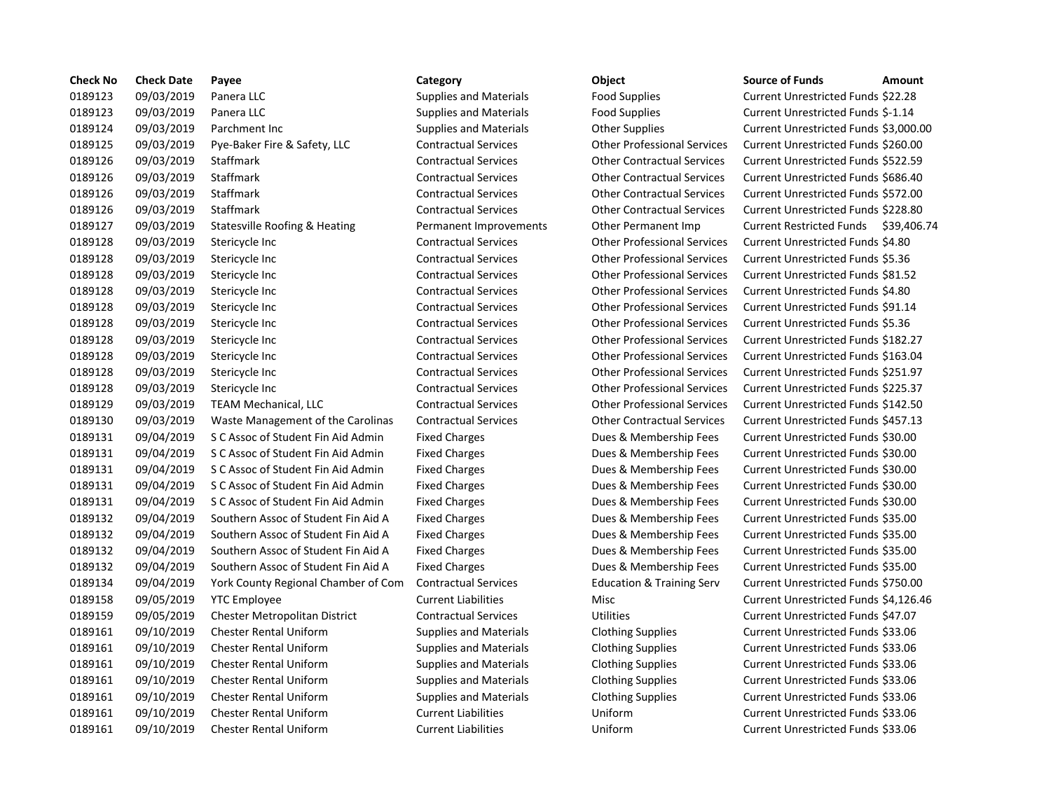| Check No | Check Date | Payee | Category | Object | Source of Funds | Amount |
|---|---|---|---|---|---|---|
| 0189123 | 09/03/2019 | Panera LLC | Supplies and Materials | Food Supplies | Current Unrestricted Funds | $22.28 |
| 0189123 | 09/03/2019 | Panera LLC | Supplies and Materials | Food Supplies | Current Unrestricted Funds | $-1.14 |
| 0189124 | 09/03/2019 | Parchment Inc | Supplies and Materials | Other Supplies | Current Unrestricted Funds | $3,000.00 |
| 0189125 | 09/03/2019 | Pye-Baker Fire & Safety, LLC | Contractual Services | Other Professional Services | Current Unrestricted Funds | $260.00 |
| 0189126 | 09/03/2019 | Staffmark | Contractual Services | Other Contractual Services | Current Unrestricted Funds | $522.59 |
| 0189126 | 09/03/2019 | Staffmark | Contractual Services | Other Contractual Services | Current Unrestricted Funds | $686.40 |
| 0189126 | 09/03/2019 | Staffmark | Contractual Services | Other Contractual Services | Current Unrestricted Funds | $572.00 |
| 0189126 | 09/03/2019 | Staffmark | Contractual Services | Other Contractual Services | Current Unrestricted Funds | $228.80 |
| 0189127 | 09/03/2019 | Statesville Roofing & Heating | Permanent Improvements | Other Permanent Imp | Current Restricted Funds | $39,406.74 |
| 0189128 | 09/03/2019 | Stericycle Inc | Contractual Services | Other Professional Services | Current Unrestricted Funds | $4.80 |
| 0189128 | 09/03/2019 | Stericycle Inc | Contractual Services | Other Professional Services | Current Unrestricted Funds | $5.36 |
| 0189128 | 09/03/2019 | Stericycle Inc | Contractual Services | Other Professional Services | Current Unrestricted Funds | $81.52 |
| 0189128 | 09/03/2019 | Stericycle Inc | Contractual Services | Other Professional Services | Current Unrestricted Funds | $4.80 |
| 0189128 | 09/03/2019 | Stericycle Inc | Contractual Services | Other Professional Services | Current Unrestricted Funds | $91.14 |
| 0189128 | 09/03/2019 | Stericycle Inc | Contractual Services | Other Professional Services | Current Unrestricted Funds | $5.36 |
| 0189128 | 09/03/2019 | Stericycle Inc | Contractual Services | Other Professional Services | Current Unrestricted Funds | $182.27 |
| 0189128 | 09/03/2019 | Stericycle Inc | Contractual Services | Other Professional Services | Current Unrestricted Funds | $163.04 |
| 0189128 | 09/03/2019 | Stericycle Inc | Contractual Services | Other Professional Services | Current Unrestricted Funds | $251.97 |
| 0189128 | 09/03/2019 | Stericycle Inc | Contractual Services | Other Professional Services | Current Unrestricted Funds | $225.37 |
| 0189129 | 09/03/2019 | TEAM Mechanical, LLC | Contractual Services | Other Professional Services | Current Unrestricted Funds | $142.50 |
| 0189130 | 09/03/2019 | Waste Management of the Carolinas | Contractual Services | Other Contractual Services | Current Unrestricted Funds | $457.13 |
| 0189131 | 09/04/2019 | S C Assoc of Student Fin Aid Admin | Fixed Charges | Dues & Membership Fees | Current Unrestricted Funds | $30.00 |
| 0189131 | 09/04/2019 | S C Assoc of Student Fin Aid Admin | Fixed Charges | Dues & Membership Fees | Current Unrestricted Funds | $30.00 |
| 0189131 | 09/04/2019 | S C Assoc of Student Fin Aid Admin | Fixed Charges | Dues & Membership Fees | Current Unrestricted Funds | $30.00 |
| 0189131 | 09/04/2019 | S C Assoc of Student Fin Aid Admin | Fixed Charges | Dues & Membership Fees | Current Unrestricted Funds | $30.00 |
| 0189131 | 09/04/2019 | S C Assoc of Student Fin Aid Admin | Fixed Charges | Dues & Membership Fees | Current Unrestricted Funds | $30.00 |
| 0189132 | 09/04/2019 | Southern Assoc of Student Fin Aid A | Fixed Charges | Dues & Membership Fees | Current Unrestricted Funds | $35.00 |
| 0189132 | 09/04/2019 | Southern Assoc of Student Fin Aid A | Fixed Charges | Dues & Membership Fees | Current Unrestricted Funds | $35.00 |
| 0189132 | 09/04/2019 | Southern Assoc of Student Fin Aid A | Fixed Charges | Dues & Membership Fees | Current Unrestricted Funds | $35.00 |
| 0189132 | 09/04/2019 | Southern Assoc of Student Fin Aid A | Fixed Charges | Dues & Membership Fees | Current Unrestricted Funds | $35.00 |
| 0189134 | 09/04/2019 | York County Regional Chamber of Com | Contractual Services | Education & Training Serv | Current Unrestricted Funds | $750.00 |
| 0189158 | 09/05/2019 | YTC Employee | Current Liabilities | Misc | Current Unrestricted Funds | $4,126.46 |
| 0189159 | 09/05/2019 | Chester Metropolitan District | Contractual Services | Utilities | Current Unrestricted Funds | $47.07 |
| 0189161 | 09/10/2019 | Chester Rental Uniform | Supplies and Materials | Clothing Supplies | Current Unrestricted Funds | $33.06 |
| 0189161 | 09/10/2019 | Chester Rental Uniform | Supplies and Materials | Clothing Supplies | Current Unrestricted Funds | $33.06 |
| 0189161 | 09/10/2019 | Chester Rental Uniform | Supplies and Materials | Clothing Supplies | Current Unrestricted Funds | $33.06 |
| 0189161 | 09/10/2019 | Chester Rental Uniform | Supplies and Materials | Clothing Supplies | Current Unrestricted Funds | $33.06 |
| 0189161 | 09/10/2019 | Chester Rental Uniform | Supplies and Materials | Clothing Supplies | Current Unrestricted Funds | $33.06 |
| 0189161 | 09/10/2019 | Chester Rental Uniform | Current Liabilities | Uniform | Current Unrestricted Funds | $33.06 |
| 0189161 | 09/10/2019 | Chester Rental Uniform | Current Liabilities | Uniform | Current Unrestricted Funds | $33.06 |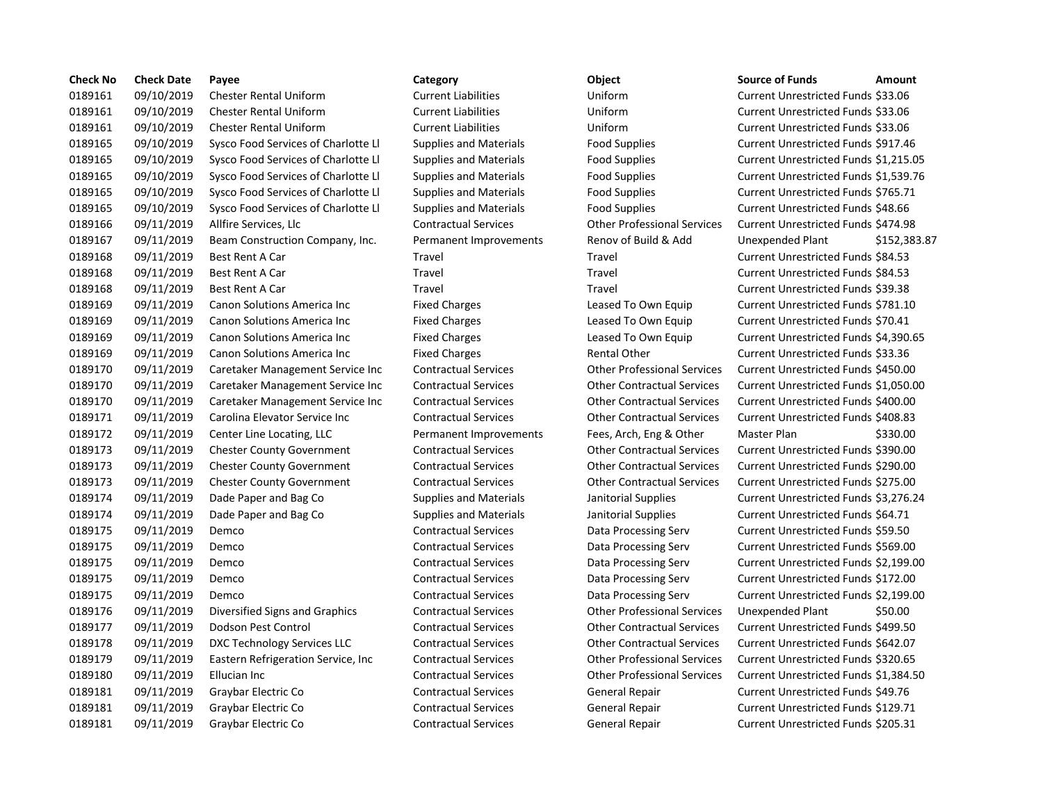| Check No | Check Date | Payee | Category | Object | Source of Funds | Amount |
|---|---|---|---|---|---|---|
| 0189161 | 09/10/2019 | Chester Rental Uniform | Current Liabilities | Uniform | Current Unrestricted Funds | $33.06 |
| 0189161 | 09/10/2019 | Chester Rental Uniform | Current Liabilities | Uniform | Current Unrestricted Funds | $33.06 |
| 0189161 | 09/10/2019 | Chester Rental Uniform | Current Liabilities | Uniform | Current Unrestricted Funds | $33.06 |
| 0189165 | 09/10/2019 | Sysco Food Services of Charlotte Ll | Supplies and Materials | Food Supplies | Current Unrestricted Funds | $917.46 |
| 0189165 | 09/10/2019 | Sysco Food Services of Charlotte Ll | Supplies and Materials | Food Supplies | Current Unrestricted Funds | $1,215.05 |
| 0189165 | 09/10/2019 | Sysco Food Services of Charlotte Ll | Supplies and Materials | Food Supplies | Current Unrestricted Funds | $1,539.76 |
| 0189165 | 09/10/2019 | Sysco Food Services of Charlotte Ll | Supplies and Materials | Food Supplies | Current Unrestricted Funds | $765.71 |
| 0189165 | 09/10/2019 | Sysco Food Services of Charlotte Ll | Supplies and Materials | Food Supplies | Current Unrestricted Funds | $48.66 |
| 0189166 | 09/11/2019 | Allfire Services, Llc | Contractual Services | Other Professional Services | Current Unrestricted Funds | $474.98 |
| 0189167 | 09/11/2019 | Beam Construction Company, Inc. | Permanent Improvements | Renov of Build & Add | Unexpended Plant | $152,383.87 |
| 0189168 | 09/11/2019 | Best Rent A Car | Travel | Travel | Current Unrestricted Funds | $84.53 |
| 0189168 | 09/11/2019 | Best Rent A Car | Travel | Travel | Current Unrestricted Funds | $84.53 |
| 0189168 | 09/11/2019 | Best Rent A Car | Travel | Travel | Current Unrestricted Funds | $39.38 |
| 0189169 | 09/11/2019 | Canon Solutions America Inc | Fixed Charges | Leased To Own Equip | Current Unrestricted Funds | $781.10 |
| 0189169 | 09/11/2019 | Canon Solutions America Inc | Fixed Charges | Leased To Own Equip | Current Unrestricted Funds | $70.41 |
| 0189169 | 09/11/2019 | Canon Solutions America Inc | Fixed Charges | Leased To Own Equip | Current Unrestricted Funds | $4,390.65 |
| 0189169 | 09/11/2019 | Canon Solutions America Inc | Fixed Charges | Rental Other | Current Unrestricted Funds | $33.36 |
| 0189170 | 09/11/2019 | Caretaker Management Service Inc | Contractual Services | Other Professional Services | Current Unrestricted Funds | $450.00 |
| 0189170 | 09/11/2019 | Caretaker Management Service Inc | Contractual Services | Other Contractual Services | Current Unrestricted Funds | $1,050.00 |
| 0189170 | 09/11/2019 | Caretaker Management Service Inc | Contractual Services | Other Contractual Services | Current Unrestricted Funds | $400.00 |
| 0189171 | 09/11/2019 | Carolina Elevator Service Inc | Contractual Services | Other Contractual Services | Current Unrestricted Funds | $408.83 |
| 0189172 | 09/11/2019 | Center Line Locating, LLC | Permanent Improvements | Fees, Arch, Eng & Other | Master Plan | $330.00 |
| 0189173 | 09/11/2019 | Chester County Government | Contractual Services | Other Contractual Services | Current Unrestricted Funds | $390.00 |
| 0189173 | 09/11/2019 | Chester County Government | Contractual Services | Other Contractual Services | Current Unrestricted Funds | $290.00 |
| 0189173 | 09/11/2019 | Chester County Government | Contractual Services | Other Contractual Services | Current Unrestricted Funds | $275.00 |
| 0189174 | 09/11/2019 | Dade Paper and Bag Co | Supplies and Materials | Janitorial Supplies | Current Unrestricted Funds | $3,276.24 |
| 0189174 | 09/11/2019 | Dade Paper and Bag Co | Supplies and Materials | Janitorial Supplies | Current Unrestricted Funds | $64.71 |
| 0189175 | 09/11/2019 | Demco | Contractual Services | Data Processing Serv | Current Unrestricted Funds | $59.50 |
| 0189175 | 09/11/2019 | Demco | Contractual Services | Data Processing Serv | Current Unrestricted Funds | $569.00 |
| 0189175 | 09/11/2019 | Demco | Contractual Services | Data Processing Serv | Current Unrestricted Funds | $2,199.00 |
| 0189175 | 09/11/2019 | Demco | Contractual Services | Data Processing Serv | Current Unrestricted Funds | $172.00 |
| 0189175 | 09/11/2019 | Demco | Contractual Services | Data Processing Serv | Current Unrestricted Funds | $2,199.00 |
| 0189176 | 09/11/2019 | Diversified Signs and Graphics | Contractual Services | Other Professional Services | Unexpended Plant | $50.00 |
| 0189177 | 09/11/2019 | Dodson Pest Control | Contractual Services | Other Contractual Services | Current Unrestricted Funds | $499.50 |
| 0189178 | 09/11/2019 | DXC Technology Services LLC | Contractual Services | Other Contractual Services | Current Unrestricted Funds | $642.07 |
| 0189179 | 09/11/2019 | Eastern Refrigeration Service, Inc | Contractual Services | Other Professional Services | Current Unrestricted Funds | $320.65 |
| 0189180 | 09/11/2019 | Ellucian Inc | Contractual Services | Other Professional Services | Current Unrestricted Funds | $1,384.50 |
| 0189181 | 09/11/2019 | Graybar Electric Co | Contractual Services | General Repair | Current Unrestricted Funds | $49.76 |
| 0189181 | 09/11/2019 | Graybar Electric Co | Contractual Services | General Repair | Current Unrestricted Funds | $129.71 |
| 0189181 | 09/11/2019 | Graybar Electric Co | Contractual Services | General Repair | Current Unrestricted Funds | $205.31 |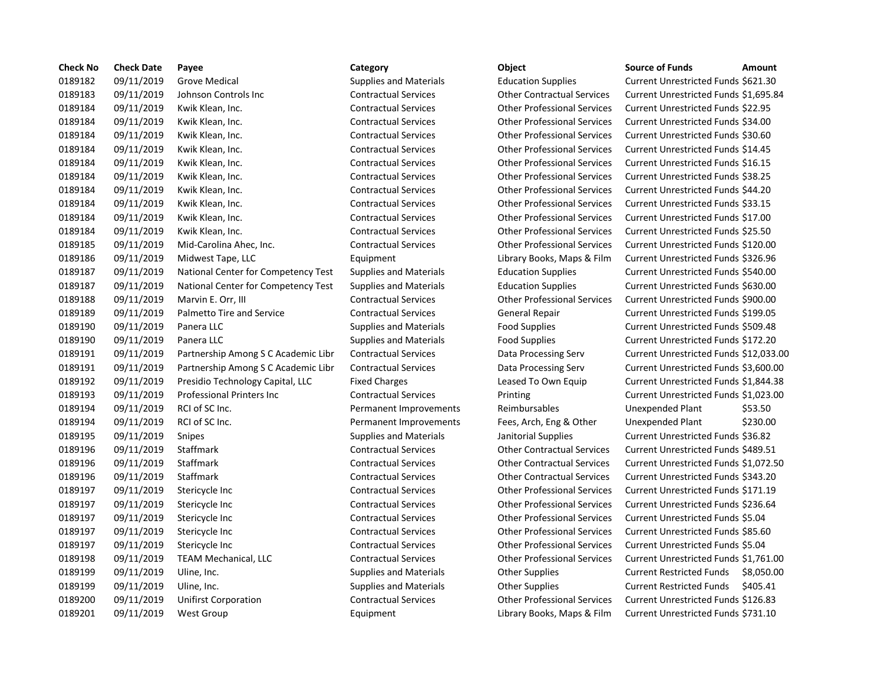| Check No | Check Date | Payee | Category | Object | Source of Funds | Amount |
|---|---|---|---|---|---|---|
| 0189182 | 09/11/2019 | Grove Medical | Supplies and Materials | Education Supplies | Current Unrestricted Funds | $621.30 |
| 0189183 | 09/11/2019 | Johnson Controls Inc | Contractual Services | Other Contractual Services | Current Unrestricted Funds | $1,695.84 |
| 0189184 | 09/11/2019 | Kwik Klean, Inc. | Contractual Services | Other Professional Services | Current Unrestricted Funds | $22.95 |
| 0189184 | 09/11/2019 | Kwik Klean, Inc. | Contractual Services | Other Professional Services | Current Unrestricted Funds | $34.00 |
| 0189184 | 09/11/2019 | Kwik Klean, Inc. | Contractual Services | Other Professional Services | Current Unrestricted Funds | $30.60 |
| 0189184 | 09/11/2019 | Kwik Klean, Inc. | Contractual Services | Other Professional Services | Current Unrestricted Funds | $14.45 |
| 0189184 | 09/11/2019 | Kwik Klean, Inc. | Contractual Services | Other Professional Services | Current Unrestricted Funds | $16.15 |
| 0189184 | 09/11/2019 | Kwik Klean, Inc. | Contractual Services | Other Professional Services | Current Unrestricted Funds | $38.25 |
| 0189184 | 09/11/2019 | Kwik Klean, Inc. | Contractual Services | Other Professional Services | Current Unrestricted Funds | $44.20 |
| 0189184 | 09/11/2019 | Kwik Klean, Inc. | Contractual Services | Other Professional Services | Current Unrestricted Funds | $33.15 |
| 0189184 | 09/11/2019 | Kwik Klean, Inc. | Contractual Services | Other Professional Services | Current Unrestricted Funds | $17.00 |
| 0189184 | 09/11/2019 | Kwik Klean, Inc. | Contractual Services | Other Professional Services | Current Unrestricted Funds | $25.50 |
| 0189185 | 09/11/2019 | Mid-Carolina Ahec, Inc. | Contractual Services | Other Professional Services | Current Unrestricted Funds | $120.00 |
| 0189186 | 09/11/2019 | Midwest Tape, LLC | Equipment | Library Books, Maps & Film | Current Unrestricted Funds | $326.96 |
| 0189187 | 09/11/2019 | National Center for Competency Test | Supplies and Materials | Education Supplies | Current Unrestricted Funds | $540.00 |
| 0189187 | 09/11/2019 | National Center for Competency Test | Supplies and Materials | Education Supplies | Current Unrestricted Funds | $630.00 |
| 0189188 | 09/11/2019 | Marvin E. Orr, III | Contractual Services | Other Professional Services | Current Unrestricted Funds | $900.00 |
| 0189189 | 09/11/2019 | Palmetto Tire and Service | Contractual Services | General Repair | Current Unrestricted Funds | $199.05 |
| 0189190 | 09/11/2019 | Panera LLC | Supplies and Materials | Food Supplies | Current Unrestricted Funds | $509.48 |
| 0189190 | 09/11/2019 | Panera LLC | Supplies and Materials | Food Supplies | Current Unrestricted Funds | $172.20 |
| 0189191 | 09/11/2019 | Partnership Among S C Academic Libr | Contractual Services | Data Processing Serv | Current Unrestricted Funds | $12,033.00 |
| 0189191 | 09/11/2019 | Partnership Among S C Academic Libr | Contractual Services | Data Processing Serv | Current Unrestricted Funds | $3,600.00 |
| 0189192 | 09/11/2019 | Presidio Technology Capital, LLC | Fixed Charges | Leased To Own Equip | Current Unrestricted Funds | $1,844.38 |
| 0189193 | 09/11/2019 | Professional Printers Inc | Contractual Services | Printing | Current Unrestricted Funds | $1,023.00 |
| 0189194 | 09/11/2019 | RCI of SC Inc. | Permanent Improvements | Reimbursables | Unexpended Plant | $53.50 |
| 0189194 | 09/11/2019 | RCI of SC Inc. | Permanent Improvements | Fees, Arch, Eng & Other | Unexpended Plant | $230.00 |
| 0189195 | 09/11/2019 | Snipes | Supplies and Materials | Janitorial Supplies | Current Unrestricted Funds | $36.82 |
| 0189196 | 09/11/2019 | Staffmark | Contractual Services | Other Contractual Services | Current Unrestricted Funds | $489.51 |
| 0189196 | 09/11/2019 | Staffmark | Contractual Services | Other Contractual Services | Current Unrestricted Funds | $1,072.50 |
| 0189196 | 09/11/2019 | Staffmark | Contractual Services | Other Contractual Services | Current Unrestricted Funds | $343.20 |
| 0189197 | 09/11/2019 | Stericycle Inc | Contractual Services | Other Professional Services | Current Unrestricted Funds | $171.19 |
| 0189197 | 09/11/2019 | Stericycle Inc | Contractual Services | Other Professional Services | Current Unrestricted Funds | $236.64 |
| 0189197 | 09/11/2019 | Stericycle Inc | Contractual Services | Other Professional Services | Current Unrestricted Funds | $5.04 |
| 0189197 | 09/11/2019 | Stericycle Inc | Contractual Services | Other Professional Services | Current Unrestricted Funds | $85.60 |
| 0189197 | 09/11/2019 | Stericycle Inc | Contractual Services | Other Professional Services | Current Unrestricted Funds | $5.04 |
| 0189198 | 09/11/2019 | TEAM Mechanical, LLC | Contractual Services | Other Professional Services | Current Unrestricted Funds | $1,761.00 |
| 0189199 | 09/11/2019 | Uline, Inc. | Supplies and Materials | Other Supplies | Current Restricted Funds | $8,050.00 |
| 0189199 | 09/11/2019 | Uline, Inc. | Supplies and Materials | Other Supplies | Current Restricted Funds | $405.41 |
| 0189200 | 09/11/2019 | Unifirst Corporation | Contractual Services | Other Professional Services | Current Unrestricted Funds | $126.83 |
| 0189201 | 09/11/2019 | West Group | Equipment | Library Books, Maps & Film | Current Unrestricted Funds | $731.10 |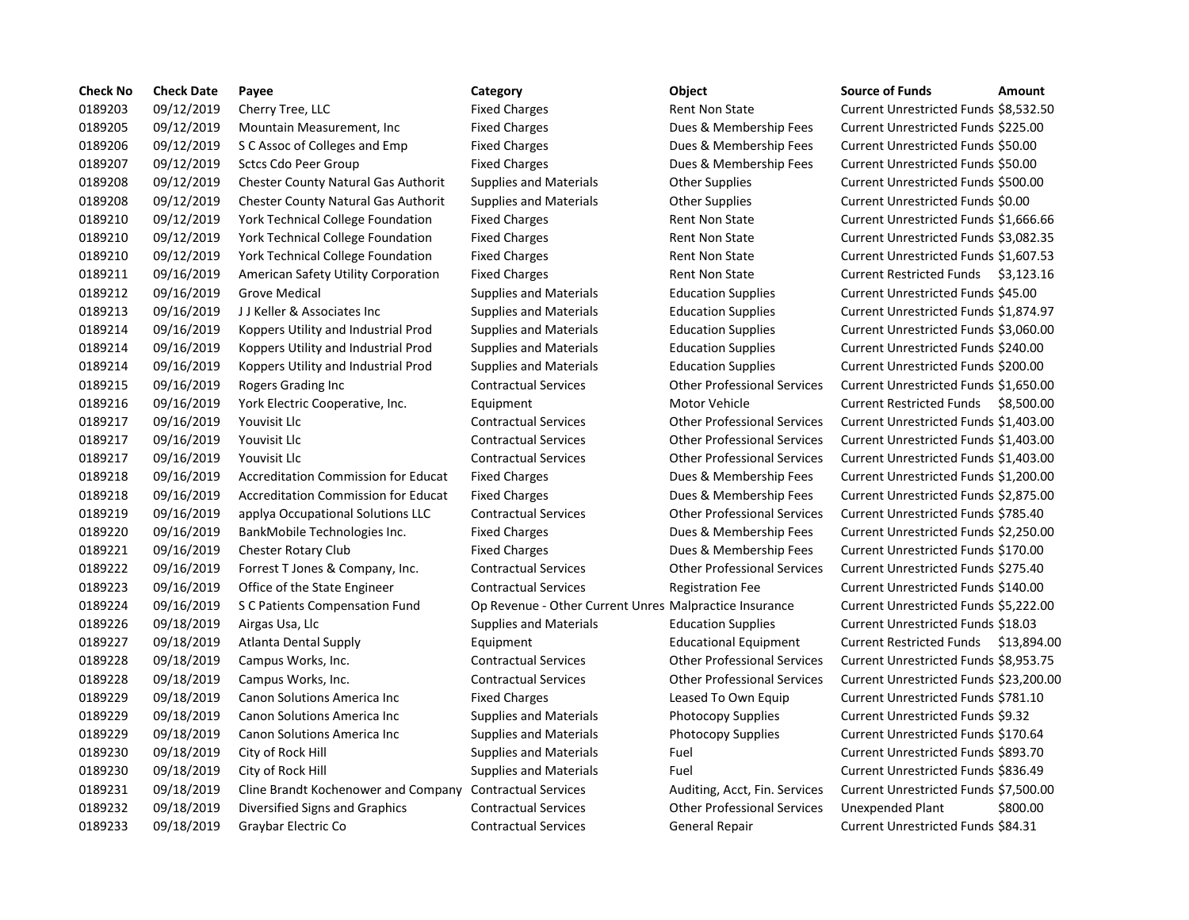| Check No | Check Date | Payee | Category | Object | Source of Funds | Amount |
|---|---|---|---|---|---|---|
| 0189203 | 09/12/2019 | Cherry Tree, LLC | Fixed Charges | Rent Non State | Current Unrestricted Funds | $8,532.50 |
| 0189205 | 09/12/2019 | Mountain Measurement, Inc | Fixed Charges | Dues & Membership Fees | Current Unrestricted Funds | $225.00 |
| 0189206 | 09/12/2019 | S C Assoc of Colleges and Emp | Fixed Charges | Dues & Membership Fees | Current Unrestricted Funds | $50.00 |
| 0189207 | 09/12/2019 | Sctcs Cdo Peer Group | Fixed Charges | Dues & Membership Fees | Current Unrestricted Funds | $50.00 |
| 0189208 | 09/12/2019 | Chester County Natural Gas Authorit | Supplies and Materials | Other Supplies | Current Unrestricted Funds | $500.00 |
| 0189208 | 09/12/2019 | Chester County Natural Gas Authorit | Supplies and Materials | Other Supplies | Current Unrestricted Funds | $0.00 |
| 0189210 | 09/12/2019 | York Technical College Foundation | Fixed Charges | Rent Non State | Current Unrestricted Funds | $1,666.66 |
| 0189210 | 09/12/2019 | York Technical College Foundation | Fixed Charges | Rent Non State | Current Unrestricted Funds | $3,082.35 |
| 0189210 | 09/12/2019 | York Technical College Foundation | Fixed Charges | Rent Non State | Current Unrestricted Funds | $1,607.53 |
| 0189211 | 09/16/2019 | American Safety Utility Corporation | Fixed Charges | Rent Non State | Current Restricted Funds | $3,123.16 |
| 0189212 | 09/16/2019 | Grove Medical | Supplies and Materials | Education Supplies | Current Unrestricted Funds | $45.00 |
| 0189213 | 09/16/2019 | J J Keller & Associates Inc | Supplies and Materials | Education Supplies | Current Unrestricted Funds | $1,874.97 |
| 0189214 | 09/16/2019 | Koppers Utility and Industrial Prod | Supplies and Materials | Education Supplies | Current Unrestricted Funds | $3,060.00 |
| 0189214 | 09/16/2019 | Koppers Utility and Industrial Prod | Supplies and Materials | Education Supplies | Current Unrestricted Funds | $240.00 |
| 0189214 | 09/16/2019 | Koppers Utility and Industrial Prod | Supplies and Materials | Education Supplies | Current Unrestricted Funds | $200.00 |
| 0189215 | 09/16/2019 | Rogers Grading Inc | Contractual Services | Other Professional Services | Current Unrestricted Funds | $1,650.00 |
| 0189216 | 09/16/2019 | York Electric Cooperative, Inc. | Equipment | Motor Vehicle | Current Restricted Funds | $8,500.00 |
| 0189217 | 09/16/2019 | Youvisit Llc | Contractual Services | Other Professional Services | Current Unrestricted Funds | $1,403.00 |
| 0189217 | 09/16/2019 | Youvisit Llc | Contractual Services | Other Professional Services | Current Unrestricted Funds | $1,403.00 |
| 0189217 | 09/16/2019 | Youvisit Llc | Contractual Services | Other Professional Services | Current Unrestricted Funds | $1,403.00 |
| 0189218 | 09/16/2019 | Accreditation Commission for Educat | Fixed Charges | Dues & Membership Fees | Current Unrestricted Funds | $1,200.00 |
| 0189218 | 09/16/2019 | Accreditation Commission for Educat | Fixed Charges | Dues & Membership Fees | Current Unrestricted Funds | $2,875.00 |
| 0189219 | 09/16/2019 | applya Occupational Solutions LLC | Contractual Services | Other Professional Services | Current Unrestricted Funds | $785.40 |
| 0189220 | 09/16/2019 | BankMobile Technologies Inc. | Fixed Charges | Dues & Membership Fees | Current Unrestricted Funds | $2,250.00 |
| 0189221 | 09/16/2019 | Chester Rotary Club | Fixed Charges | Dues & Membership Fees | Current Unrestricted Funds | $170.00 |
| 0189222 | 09/16/2019 | Forrest T Jones & Company, Inc. | Contractual Services | Other Professional Services | Current Unrestricted Funds | $275.40 |
| 0189223 | 09/16/2019 | Office of the State Engineer | Contractual Services | Registration Fee | Current Unrestricted Funds | $140.00 |
| 0189224 | 09/16/2019 | S C Patients Compensation Fund | Op Revenue - Other Current Unres | Malpractice Insurance | Current Unrestricted Funds | $5,222.00 |
| 0189226 | 09/18/2019 | Airgas Usa, Llc | Supplies and Materials | Education Supplies | Current Unrestricted Funds | $18.03 |
| 0189227 | 09/18/2019 | Atlanta Dental Supply | Equipment | Educational Equipment | Current Restricted Funds | $13,894.00 |
| 0189228 | 09/18/2019 | Campus Works, Inc. | Contractual Services | Other Professional Services | Current Unrestricted Funds | $8,953.75 |
| 0189228 | 09/18/2019 | Campus Works, Inc. | Contractual Services | Other Professional Services | Current Unrestricted Funds | $23,200.00 |
| 0189229 | 09/18/2019 | Canon Solutions America Inc | Fixed Charges | Leased To Own Equip | Current Unrestricted Funds | $781.10 |
| 0189229 | 09/18/2019 | Canon Solutions America Inc | Supplies and Materials | Photocopy Supplies | Current Unrestricted Funds | $9.32 |
| 0189229 | 09/18/2019 | Canon Solutions America Inc | Supplies and Materials | Photocopy Supplies | Current Unrestricted Funds | $170.64 |
| 0189230 | 09/18/2019 | City of Rock Hill | Supplies and Materials | Fuel | Current Unrestricted Funds | $893.70 |
| 0189230 | 09/18/2019 | City of Rock Hill | Supplies and Materials | Fuel | Current Unrestricted Funds | $836.49 |
| 0189231 | 09/18/2019 | Cline Brandt Kochenower and Company | Contractual Services | Auditing, Acct, Fin. Services | Current Unrestricted Funds | $7,500.00 |
| 0189232 | 09/18/2019 | Diversified Signs and Graphics | Contractual Services | Other Professional Services | Unexpended Plant | $800.00 |
| 0189233 | 09/18/2019 | Graybar Electric Co | Contractual Services | General Repair | Current Unrestricted Funds | $84.31 |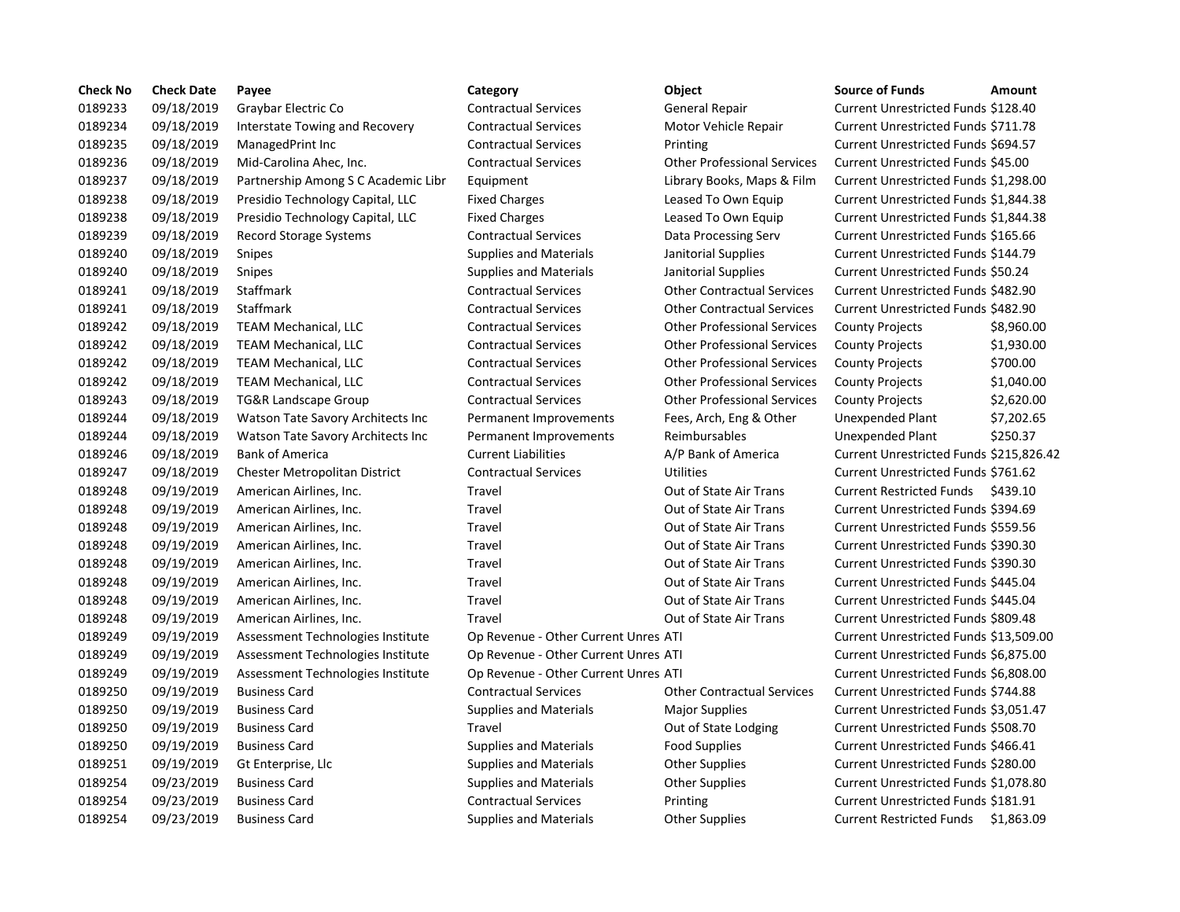| Check No | Check Date | Payee | Category | Object | Source of Funds | Amount |
|---|---|---|---|---|---|---|
| 0189233 | 09/18/2019 | Graybar Electric Co | Contractual Services | General Repair | Current Unrestricted Funds | $128.40 |
| 0189234 | 09/18/2019 | Interstate Towing and Recovery | Contractual Services | Motor Vehicle Repair | Current Unrestricted Funds | $711.78 |
| 0189235 | 09/18/2019 | ManagedPrint Inc | Contractual Services | Printing | Current Unrestricted Funds | $694.57 |
| 0189236 | 09/18/2019 | Mid-Carolina Ahec, Inc. | Contractual Services | Other Professional Services | Current Unrestricted Funds | $45.00 |
| 0189237 | 09/18/2019 | Partnership Among S C Academic Libr | Equipment | Library Books, Maps & Film | Current Unrestricted Funds | $1,298.00 |
| 0189238 | 09/18/2019 | Presidio Technology Capital, LLC | Fixed Charges | Leased To Own Equip | Current Unrestricted Funds | $1,844.38 |
| 0189238 | 09/18/2019 | Presidio Technology Capital, LLC | Fixed Charges | Leased To Own Equip | Current Unrestricted Funds | $1,844.38 |
| 0189239 | 09/18/2019 | Record Storage Systems | Contractual Services | Data Processing Serv | Current Unrestricted Funds | $165.66 |
| 0189240 | 09/18/2019 | Snipes | Supplies and Materials | Janitorial Supplies | Current Unrestricted Funds | $144.79 |
| 0189240 | 09/18/2019 | Snipes | Supplies and Materials | Janitorial Supplies | Current Unrestricted Funds | $50.24 |
| 0189241 | 09/18/2019 | Staffmark | Contractual Services | Other Contractual Services | Current Unrestricted Funds | $482.90 |
| 0189241 | 09/18/2019 | Staffmark | Contractual Services | Other Contractual Services | Current Unrestricted Funds | $482.90 |
| 0189242 | 09/18/2019 | TEAM Mechanical, LLC | Contractual Services | Other Professional Services | County Projects | $8,960.00 |
| 0189242 | 09/18/2019 | TEAM Mechanical, LLC | Contractual Services | Other Professional Services | County Projects | $1,930.00 |
| 0189242 | 09/18/2019 | TEAM Mechanical, LLC | Contractual Services | Other Professional Services | County Projects | $700.00 |
| 0189242 | 09/18/2019 | TEAM Mechanical, LLC | Contractual Services | Other Professional Services | County Projects | $1,040.00 |
| 0189243 | 09/18/2019 | TG&R Landscape Group | Contractual Services | Other Professional Services | County Projects | $2,620.00 |
| 0189244 | 09/18/2019 | Watson Tate Savory Architects Inc | Permanent Improvements | Fees, Arch, Eng & Other | Unexpended Plant | $7,202.65 |
| 0189244 | 09/18/2019 | Watson Tate Savory Architects Inc | Permanent Improvements | Reimbursables | Unexpended Plant | $250.37 |
| 0189246 | 09/18/2019 | Bank of America | Current Liabilities | A/P Bank of America | Current Unrestricted Funds | $215,826.42 |
| 0189247 | 09/18/2019 | Chester Metropolitan District | Contractual Services | Utilities | Current Unrestricted Funds | $761.62 |
| 0189248 | 09/19/2019 | American Airlines, Inc. | Travel | Out of State Air Trans | Current Restricted Funds | $439.10 |
| 0189248 | 09/19/2019 | American Airlines, Inc. | Travel | Out of State Air Trans | Current Unrestricted Funds | $394.69 |
| 0189248 | 09/19/2019 | American Airlines, Inc. | Travel | Out of State Air Trans | Current Unrestricted Funds | $559.56 |
| 0189248 | 09/19/2019 | American Airlines, Inc. | Travel | Out of State Air Trans | Current Unrestricted Funds | $390.30 |
| 0189248 | 09/19/2019 | American Airlines, Inc. | Travel | Out of State Air Trans | Current Unrestricted Funds | $390.30 |
| 0189248 | 09/19/2019 | American Airlines, Inc. | Travel | Out of State Air Trans | Current Unrestricted Funds | $445.04 |
| 0189248 | 09/19/2019 | American Airlines, Inc. | Travel | Out of State Air Trans | Current Unrestricted Funds | $445.04 |
| 0189248 | 09/19/2019 | American Airlines, Inc. | Travel | Out of State Air Trans | Current Unrestricted Funds | $809.48 |
| 0189249 | 09/19/2019 | Assessment Technologies Institute | Op Revenue - Other Current Unres | ATI | Current Unrestricted Funds | $13,509.00 |
| 0189249 | 09/19/2019 | Assessment Technologies Institute | Op Revenue - Other Current Unres | ATI | Current Unrestricted Funds | $6,875.00 |
| 0189249 | 09/19/2019 | Assessment Technologies Institute | Op Revenue - Other Current Unres | ATI | Current Unrestricted Funds | $6,808.00 |
| 0189250 | 09/19/2019 | Business Card | Contractual Services | Other Contractual Services | Current Unrestricted Funds | $744.88 |
| 0189250 | 09/19/2019 | Business Card | Supplies and Materials | Major Supplies | Current Unrestricted Funds | $3,051.47 |
| 0189250 | 09/19/2019 | Business Card | Travel | Out of State Lodging | Current Unrestricted Funds | $508.70 |
| 0189250 | 09/19/2019 | Business Card | Supplies and Materials | Food Supplies | Current Unrestricted Funds | $466.41 |
| 0189251 | 09/19/2019 | Gt Enterprise, Llc | Supplies and Materials | Other Supplies | Current Unrestricted Funds | $280.00 |
| 0189254 | 09/23/2019 | Business Card | Supplies and Materials | Other Supplies | Current Unrestricted Funds | $1,078.80 |
| 0189254 | 09/23/2019 | Business Card | Contractual Services | Printing | Current Unrestricted Funds | $181.91 |
| 0189254 | 09/23/2019 | Business Card | Supplies and Materials | Other Supplies | Current Restricted Funds | $1,863.09 |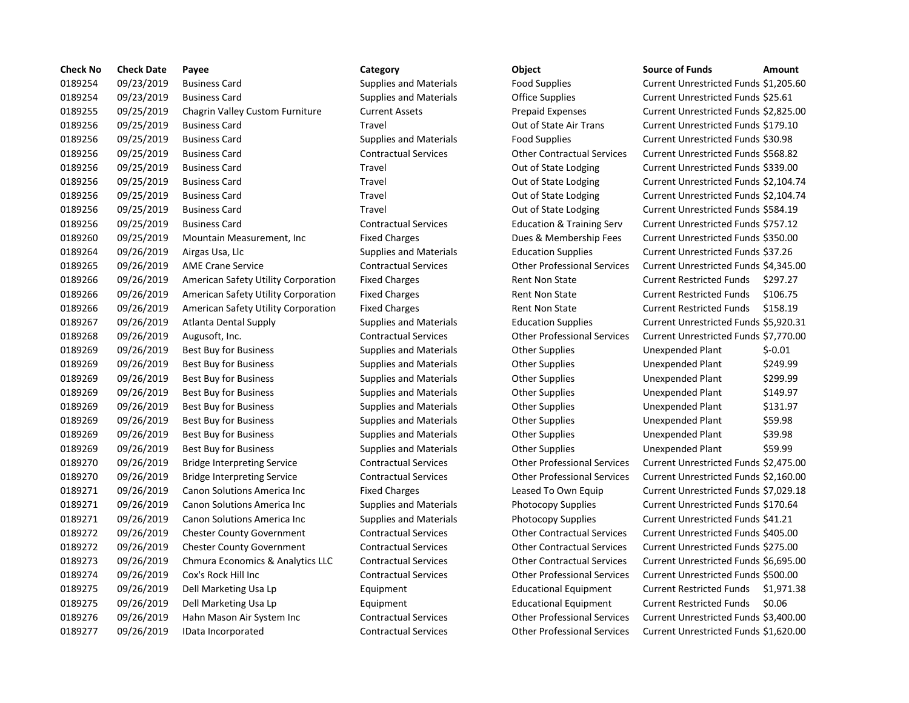| Check No | Check Date | Payee | Category | Object | Source of Funds | Amount |
|---|---|---|---|---|---|---|
| 0189254 | 09/23/2019 | Business Card | Supplies and Materials | Food Supplies | Current Unrestricted Funds | $1,205.60 |
| 0189254 | 09/23/2019 | Business Card | Supplies and Materials | Office Supplies | Current Unrestricted Funds | $25.61 |
| 0189255 | 09/25/2019 | Chagrin Valley Custom Furniture | Current Assets | Prepaid Expenses | Current Unrestricted Funds | $2,825.00 |
| 0189256 | 09/25/2019 | Business Card | Travel | Out of State Air Trans | Current Unrestricted Funds | $179.10 |
| 0189256 | 09/25/2019 | Business Card | Supplies and Materials | Food Supplies | Current Unrestricted Funds | $30.98 |
| 0189256 | 09/25/2019 | Business Card | Contractual Services | Other Contractual Services | Current Unrestricted Funds | $568.82 |
| 0189256 | 09/25/2019 | Business Card | Travel | Out of State Lodging | Current Unrestricted Funds | $339.00 |
| 0189256 | 09/25/2019 | Business Card | Travel | Out of State Lodging | Current Unrestricted Funds | $2,104.74 |
| 0189256 | 09/25/2019 | Business Card | Travel | Out of State Lodging | Current Unrestricted Funds | $2,104.74 |
| 0189256 | 09/25/2019 | Business Card | Travel | Out of State Lodging | Current Unrestricted Funds | $584.19 |
| 0189256 | 09/25/2019 | Business Card | Contractual Services | Education & Training Serv | Current Unrestricted Funds | $757.12 |
| 0189260 | 09/25/2019 | Mountain Measurement, Inc | Fixed Charges | Dues & Membership Fees | Current Unrestricted Funds | $350.00 |
| 0189264 | 09/26/2019 | Airgas Usa, Llc | Supplies and Materials | Education Supplies | Current Unrestricted Funds | $37.26 |
| 0189265 | 09/26/2019 | AME Crane Service | Contractual Services | Other Professional Services | Current Unrestricted Funds | $4,345.00 |
| 0189266 | 09/26/2019 | American Safety Utility Corporation | Fixed Charges | Rent Non State | Current Restricted Funds | $297.27 |
| 0189266 | 09/26/2019 | American Safety Utility Corporation | Fixed Charges | Rent Non State | Current Restricted Funds | $106.75 |
| 0189266 | 09/26/2019 | American Safety Utility Corporation | Fixed Charges | Rent Non State | Current Restricted Funds | $158.19 |
| 0189267 | 09/26/2019 | Atlanta Dental Supply | Supplies and Materials | Education Supplies | Current Unrestricted Funds | $5,920.31 |
| 0189268 | 09/26/2019 | Augusoft, Inc. | Contractual Services | Other Professional Services | Current Unrestricted Funds | $7,770.00 |
| 0189269 | 09/26/2019 | Best Buy for Business | Supplies and Materials | Other Supplies | Unexpended Plant | $-0.01 |
| 0189269 | 09/26/2019 | Best Buy for Business | Supplies and Materials | Other Supplies | Unexpended Plant | $249.99 |
| 0189269 | 09/26/2019 | Best Buy for Business | Supplies and Materials | Other Supplies | Unexpended Plant | $299.99 |
| 0189269 | 09/26/2019 | Best Buy for Business | Supplies and Materials | Other Supplies | Unexpended Plant | $149.97 |
| 0189269 | 09/26/2019 | Best Buy for Business | Supplies and Materials | Other Supplies | Unexpended Plant | $131.97 |
| 0189269 | 09/26/2019 | Best Buy for Business | Supplies and Materials | Other Supplies | Unexpended Plant | $59.98 |
| 0189269 | 09/26/2019 | Best Buy for Business | Supplies and Materials | Other Supplies | Unexpended Plant | $39.98 |
| 0189269 | 09/26/2019 | Best Buy for Business | Supplies and Materials | Other Supplies | Unexpended Plant | $59.99 |
| 0189270 | 09/26/2019 | Bridge Interpreting Service | Contractual Services | Other Professional Services | Current Unrestricted Funds | $2,475.00 |
| 0189270 | 09/26/2019 | Bridge Interpreting Service | Contractual Services | Other Professional Services | Current Unrestricted Funds | $2,160.00 |
| 0189271 | 09/26/2019 | Canon Solutions America Inc | Fixed Charges | Leased To Own Equip | Current Unrestricted Funds | $7,029.18 |
| 0189271 | 09/26/2019 | Canon Solutions America Inc | Supplies and Materials | Photocopy Supplies | Current Unrestricted Funds | $170.64 |
| 0189271 | 09/26/2019 | Canon Solutions America Inc | Supplies and Materials | Photocopy Supplies | Current Unrestricted Funds | $41.21 |
| 0189272 | 09/26/2019 | Chester County Government | Contractual Services | Other Contractual Services | Current Unrestricted Funds | $405.00 |
| 0189272 | 09/26/2019 | Chester County Government | Contractual Services | Other Contractual Services | Current Unrestricted Funds | $275.00 |
| 0189273 | 09/26/2019 | Chmura Economics & Analytics LLC | Contractual Services | Other Contractual Services | Current Unrestricted Funds | $6,695.00 |
| 0189274 | 09/26/2019 | Cox's Rock Hill Inc | Contractual Services | Other Professional Services | Current Unrestricted Funds | $500.00 |
| 0189275 | 09/26/2019 | Dell Marketing Usa Lp | Equipment | Educational Equipment | Current Restricted Funds | $1,971.38 |
| 0189275 | 09/26/2019 | Dell Marketing Usa Lp | Equipment | Educational Equipment | Current Restricted Funds | $0.06 |
| 0189276 | 09/26/2019 | Hahn Mason Air System Inc | Contractual Services | Other Professional Services | Current Unrestricted Funds | $3,400.00 |
| 0189277 | 09/26/2019 | IData Incorporated | Contractual Services | Other Professional Services | Current Unrestricted Funds | $1,620.00 |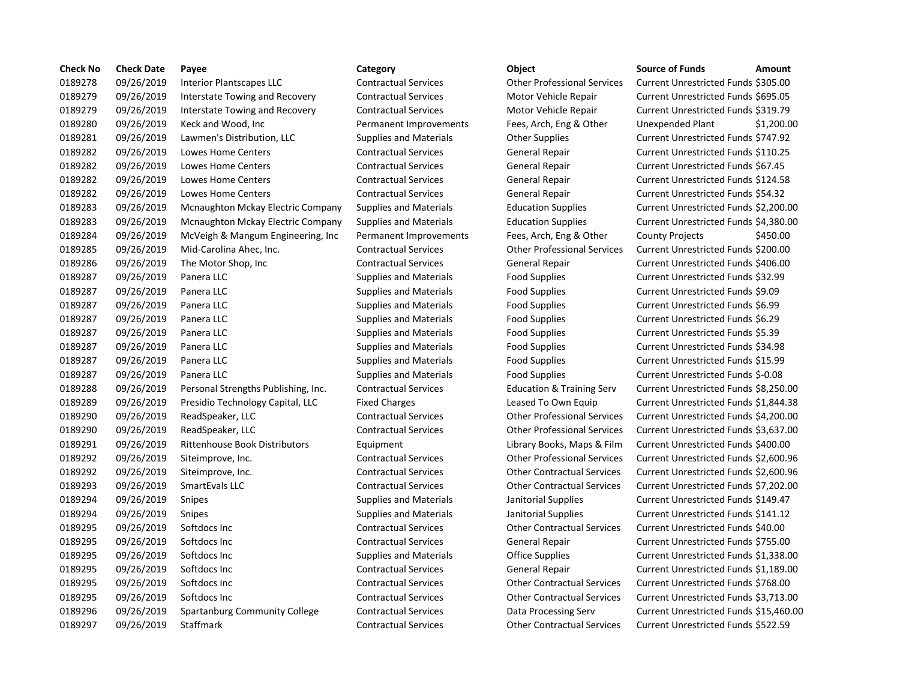| Check No | Check Date | Payee | Category | Object | Source of Funds | Amount |
| --- | --- | --- | --- | --- | --- | --- |
| 0189278 | 09/26/2019 | Interior Plantscapes LLC | Contractual Services | Other Professional Services | Current Unrestricted Funds | $305.00 |
| 0189279 | 09/26/2019 | Interstate Towing and Recovery | Contractual Services | Motor Vehicle Repair | Current Unrestricted Funds | $695.05 |
| 0189279 | 09/26/2019 | Interstate Towing and Recovery | Contractual Services | Motor Vehicle Repair | Current Unrestricted Funds | $319.79 |
| 0189280 | 09/26/2019 | Keck and Wood, Inc | Permanent Improvements | Fees, Arch, Eng & Other | Unexpended Plant | $1,200.00 |
| 0189281 | 09/26/2019 | Lawmen's Distribution, LLC | Supplies and Materials | Other Supplies | Current Unrestricted Funds | $747.92 |
| 0189282 | 09/26/2019 | Lowes Home Centers | Contractual Services | General Repair | Current Unrestricted Funds | $110.25 |
| 0189282 | 09/26/2019 | Lowes Home Centers | Contractual Services | General Repair | Current Unrestricted Funds | $67.45 |
| 0189282 | 09/26/2019 | Lowes Home Centers | Contractual Services | General Repair | Current Unrestricted Funds | $124.58 |
| 0189282 | 09/26/2019 | Lowes Home Centers | Contractual Services | General Repair | Current Unrestricted Funds | $54.32 |
| 0189283 | 09/26/2019 | Mcnaughton Mckay Electric Company | Supplies and Materials | Education Supplies | Current Unrestricted Funds | $2,200.00 |
| 0189283 | 09/26/2019 | Mcnaughton Mckay Electric Company | Supplies and Materials | Education Supplies | Current Unrestricted Funds | $4,380.00 |
| 0189284 | 09/26/2019 | McVeigh & Mangum Engineering, Inc | Permanent Improvements | Fees, Arch, Eng & Other | County Projects | $450.00 |
| 0189285 | 09/26/2019 | Mid-Carolina Ahec, Inc. | Contractual Services | Other Professional Services | Current Unrestricted Funds | $200.00 |
| 0189286 | 09/26/2019 | The Motor Shop, Inc | Contractual Services | General Repair | Current Unrestricted Funds | $406.00 |
| 0189287 | 09/26/2019 | Panera LLC | Supplies and Materials | Food Supplies | Current Unrestricted Funds | $32.99 |
| 0189287 | 09/26/2019 | Panera LLC | Supplies and Materials | Food Supplies | Current Unrestricted Funds | $9.09 |
| 0189287 | 09/26/2019 | Panera LLC | Supplies and Materials | Food Supplies | Current Unrestricted Funds | $6.99 |
| 0189287 | 09/26/2019 | Panera LLC | Supplies and Materials | Food Supplies | Current Unrestricted Funds | $6.29 |
| 0189287 | 09/26/2019 | Panera LLC | Supplies and Materials | Food Supplies | Current Unrestricted Funds | $5.39 |
| 0189287 | 09/26/2019 | Panera LLC | Supplies and Materials | Food Supplies | Current Unrestricted Funds | $34.98 |
| 0189287 | 09/26/2019 | Panera LLC | Supplies and Materials | Food Supplies | Current Unrestricted Funds | $15.99 |
| 0189287 | 09/26/2019 | Panera LLC | Supplies and Materials | Food Supplies | Current Unrestricted Funds | $-0.08 |
| 0189288 | 09/26/2019 | Personal Strengths Publishing, Inc. | Contractual Services | Education & Training Serv | Current Unrestricted Funds | $8,250.00 |
| 0189289 | 09/26/2019 | Presidio Technology Capital, LLC | Fixed Charges | Leased To Own Equip | Current Unrestricted Funds | $1,844.38 |
| 0189290 | 09/26/2019 | ReadSpeaker, LLC | Contractual Services | Other Professional Services | Current Unrestricted Funds | $4,200.00 |
| 0189290 | 09/26/2019 | ReadSpeaker, LLC | Contractual Services | Other Professional Services | Current Unrestricted Funds | $3,637.00 |
| 0189291 | 09/26/2019 | Rittenhouse Book Distributors | Equipment | Library Books, Maps & Film | Current Unrestricted Funds | $400.00 |
| 0189292 | 09/26/2019 | Siteimprove, Inc. | Contractual Services | Other Professional Services | Current Unrestricted Funds | $2,600.96 |
| 0189292 | 09/26/2019 | Siteimprove, Inc. | Contractual Services | Other Contractual Services | Current Unrestricted Funds | $2,600.96 |
| 0189293 | 09/26/2019 | SmartEvals LLC | Contractual Services | Other Contractual Services | Current Unrestricted Funds | $7,202.00 |
| 0189294 | 09/26/2019 | Snipes | Supplies and Materials | Janitorial Supplies | Current Unrestricted Funds | $149.47 |
| 0189294 | 09/26/2019 | Snipes | Supplies and Materials | Janitorial Supplies | Current Unrestricted Funds | $141.12 |
| 0189295 | 09/26/2019 | Softdocs Inc | Contractual Services | Other Contractual Services | Current Unrestricted Funds | $40.00 |
| 0189295 | 09/26/2019 | Softdocs Inc | Contractual Services | General Repair | Current Unrestricted Funds | $755.00 |
| 0189295 | 09/26/2019 | Softdocs Inc | Supplies and Materials | Office Supplies | Current Unrestricted Funds | $1,338.00 |
| 0189295 | 09/26/2019 | Softdocs Inc | Contractual Services | General Repair | Current Unrestricted Funds | $1,189.00 |
| 0189295 | 09/26/2019 | Softdocs Inc | Contractual Services | Other Contractual Services | Current Unrestricted Funds | $768.00 |
| 0189295 | 09/26/2019 | Softdocs Inc | Contractual Services | Other Contractual Services | Current Unrestricted Funds | $3,713.00 |
| 0189296 | 09/26/2019 | Spartanburg Community College | Contractual Services | Data Processing Serv | Current Unrestricted Funds | $15,460.00 |
| 0189297 | 09/26/2019 | Staffmark | Contractual Services | Other Contractual Services | Current Unrestricted Funds | $522.59 |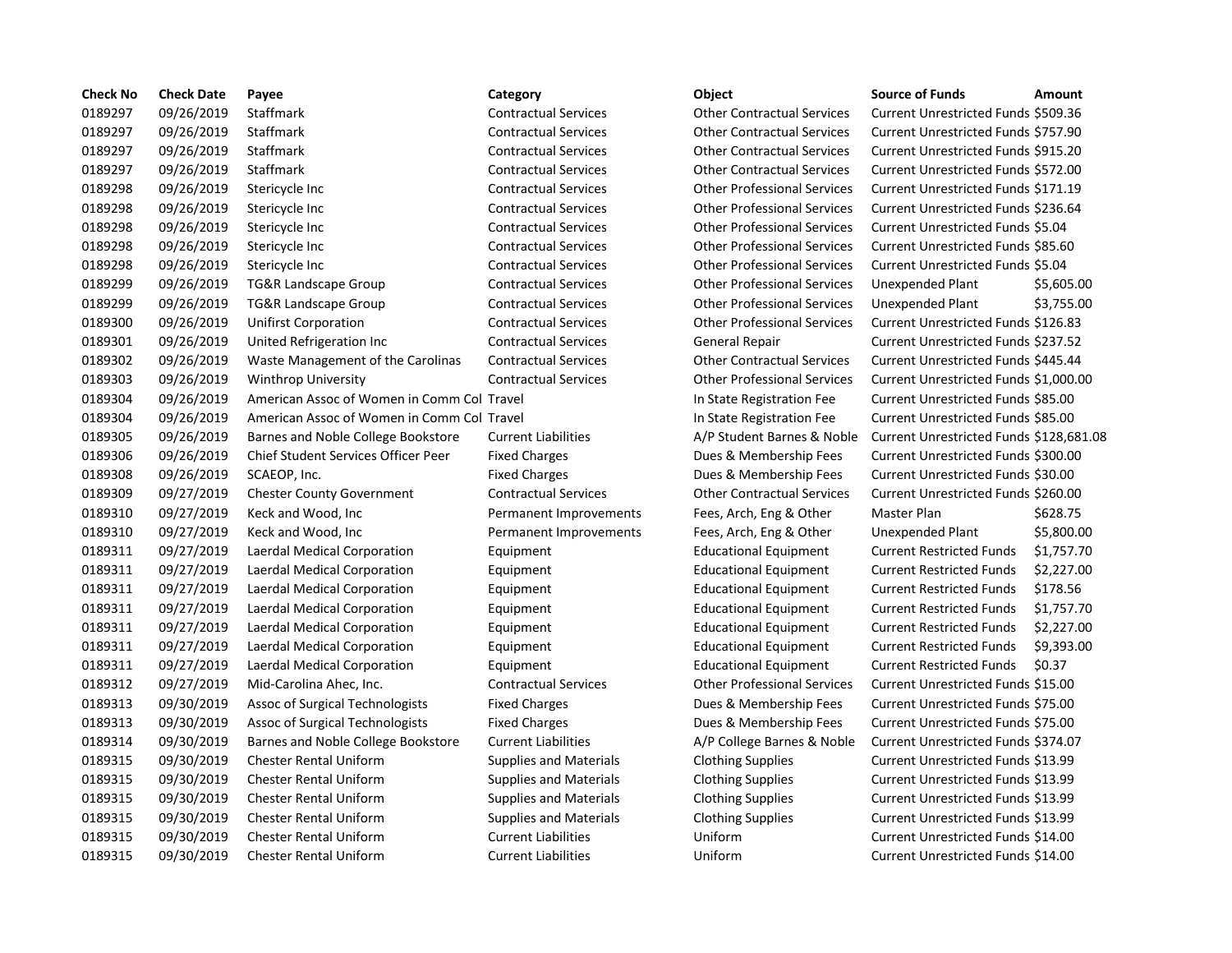| Check No | Check Date | Payee | Category | Object | Source of Funds | Amount |
| --- | --- | --- | --- | --- | --- | --- |
| 0189297 | 09/26/2019 | Staffmark | Contractual Services | Other Contractual Services | Current Unrestricted Funds | $509.36 |
| 0189297 | 09/26/2019 | Staffmark | Contractual Services | Other Contractual Services | Current Unrestricted Funds | $757.90 |
| 0189297 | 09/26/2019 | Staffmark | Contractual Services | Other Contractual Services | Current Unrestricted Funds | $915.20 |
| 0189297 | 09/26/2019 | Staffmark | Contractual Services | Other Contractual Services | Current Unrestricted Funds | $572.00 |
| 0189298 | 09/26/2019 | Stericycle Inc | Contractual Services | Other Professional Services | Current Unrestricted Funds | $171.19 |
| 0189298 | 09/26/2019 | Stericycle Inc | Contractual Services | Other Professional Services | Current Unrestricted Funds | $236.64 |
| 0189298 | 09/26/2019 | Stericycle Inc | Contractual Services | Other Professional Services | Current Unrestricted Funds | $5.04 |
| 0189298 | 09/26/2019 | Stericycle Inc | Contractual Services | Other Professional Services | Current Unrestricted Funds | $85.60 |
| 0189298 | 09/26/2019 | Stericycle Inc | Contractual Services | Other Professional Services | Current Unrestricted Funds | $5.04 |
| 0189299 | 09/26/2019 | TG&R Landscape Group | Contractual Services | Other Professional Services | Unexpended Plant | $5,605.00 |
| 0189299 | 09/26/2019 | TG&R Landscape Group | Contractual Services | Other Professional Services | Unexpended Plant | $3,755.00 |
| 0189300 | 09/26/2019 | Unifirst Corporation | Contractual Services | Other Professional Services | Current Unrestricted Funds | $126.83 |
| 0189301 | 09/26/2019 | United Refrigeration Inc | Contractual Services | General Repair | Current Unrestricted Funds | $237.52 |
| 0189302 | 09/26/2019 | Waste Management of the Carolinas | Contractual Services | Other Contractual Services | Current Unrestricted Funds | $445.44 |
| 0189303 | 09/26/2019 | Winthrop University | Contractual Services | Other Professional Services | Current Unrestricted Funds | $1,000.00 |
| 0189304 | 09/26/2019 | American Assoc of Women in Comm Col | Travel | In State Registration Fee | Current Unrestricted Funds | $85.00 |
| 0189304 | 09/26/2019 | American Assoc of Women in Comm Col | Travel | In State Registration Fee | Current Unrestricted Funds | $85.00 |
| 0189305 | 09/26/2019 | Barnes and Noble College Bookstore | Current Liabilities | A/P Student Barnes & Noble | Current Unrestricted Funds | $128,681.08 |
| 0189306 | 09/26/2019 | Chief Student Services Officer Peer | Fixed Charges | Dues & Membership Fees | Current Unrestricted Funds | $300.00 |
| 0189308 | 09/26/2019 | SCAEOP, Inc. | Fixed Charges | Dues & Membership Fees | Current Unrestricted Funds | $30.00 |
| 0189309 | 09/27/2019 | Chester County Government | Contractual Services | Other Contractual Services | Current Unrestricted Funds | $260.00 |
| 0189310 | 09/27/2019 | Keck and Wood, Inc | Permanent Improvements | Fees, Arch, Eng & Other | Master Plan | $628.75 |
| 0189310 | 09/27/2019 | Keck and Wood, Inc | Permanent Improvements | Fees, Arch, Eng & Other | Unexpended Plant | $5,800.00 |
| 0189311 | 09/27/2019 | Laerdal Medical Corporation | Equipment | Educational Equipment | Current Restricted Funds | $1,757.70 |
| 0189311 | 09/27/2019 | Laerdal Medical Corporation | Equipment | Educational Equipment | Current Restricted Funds | $2,227.00 |
| 0189311 | 09/27/2019 | Laerdal Medical Corporation | Equipment | Educational Equipment | Current Restricted Funds | $178.56 |
| 0189311 | 09/27/2019 | Laerdal Medical Corporation | Equipment | Educational Equipment | Current Restricted Funds | $1,757.70 |
| 0189311 | 09/27/2019 | Laerdal Medical Corporation | Equipment | Educational Equipment | Current Restricted Funds | $2,227.00 |
| 0189311 | 09/27/2019 | Laerdal Medical Corporation | Equipment | Educational Equipment | Current Restricted Funds | $9,393.00 |
| 0189311 | 09/27/2019 | Laerdal Medical Corporation | Equipment | Educational Equipment | Current Restricted Funds | $0.37 |
| 0189312 | 09/27/2019 | Mid-Carolina Ahec, Inc. | Contractual Services | Other Professional Services | Current Unrestricted Funds | $15.00 |
| 0189313 | 09/30/2019 | Assoc of Surgical Technologists | Fixed Charges | Dues & Membership Fees | Current Unrestricted Funds | $75.00 |
| 0189313 | 09/30/2019 | Assoc of Surgical Technologists | Fixed Charges | Dues & Membership Fees | Current Unrestricted Funds | $75.00 |
| 0189314 | 09/30/2019 | Barnes and Noble College Bookstore | Current Liabilities | A/P College Barnes & Noble | Current Unrestricted Funds | $374.07 |
| 0189315 | 09/30/2019 | Chester Rental Uniform | Supplies and Materials | Clothing Supplies | Current Unrestricted Funds | $13.99 |
| 0189315 | 09/30/2019 | Chester Rental Uniform | Supplies and Materials | Clothing Supplies | Current Unrestricted Funds | $13.99 |
| 0189315 | 09/30/2019 | Chester Rental Uniform | Supplies and Materials | Clothing Supplies | Current Unrestricted Funds | $13.99 |
| 0189315 | 09/30/2019 | Chester Rental Uniform | Supplies and Materials | Clothing Supplies | Current Unrestricted Funds | $13.99 |
| 0189315 | 09/30/2019 | Chester Rental Uniform | Current Liabilities | Uniform | Current Unrestricted Funds | $14.00 |
| 0189315 | 09/30/2019 | Chester Rental Uniform | Current Liabilities | Uniform | Current Unrestricted Funds | $14.00 |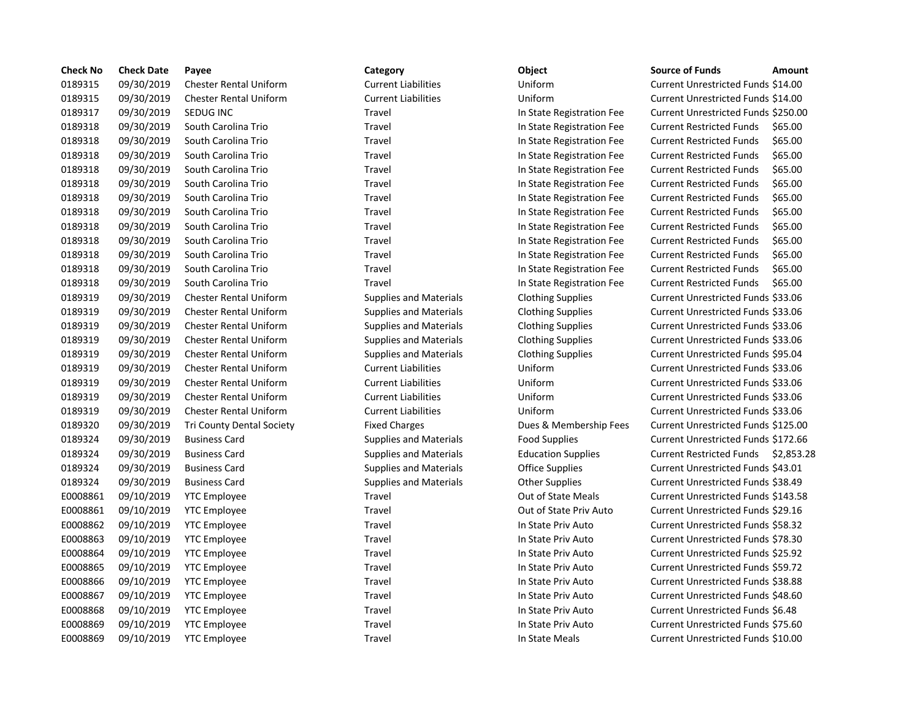| Check No | Check Date | Payee | Category | Object | Source of Funds | Amount |
|---|---|---|---|---|---|---|
| 0189315 | 09/30/2019 | Chester Rental Uniform | Current Liabilities | Uniform | Current Unrestricted Funds | $14.00 |
| 0189315 | 09/30/2019 | Chester Rental Uniform | Current Liabilities | Uniform | Current Unrestricted Funds | $14.00 |
| 0189317 | 09/30/2019 | SEDUG INC | Travel | In State Registration Fee | Current Unrestricted Funds | $250.00 |
| 0189318 | 09/30/2019 | South Carolina Trio | Travel | In State Registration Fee | Current Restricted Funds | $65.00 |
| 0189318 | 09/30/2019 | South Carolina Trio | Travel | In State Registration Fee | Current Restricted Funds | $65.00 |
| 0189318 | 09/30/2019 | South Carolina Trio | Travel | In State Registration Fee | Current Restricted Funds | $65.00 |
| 0189318 | 09/30/2019 | South Carolina Trio | Travel | In State Registration Fee | Current Restricted Funds | $65.00 |
| 0189318 | 09/30/2019 | South Carolina Trio | Travel | In State Registration Fee | Current Restricted Funds | $65.00 |
| 0189318 | 09/30/2019 | South Carolina Trio | Travel | In State Registration Fee | Current Restricted Funds | $65.00 |
| 0189318 | 09/30/2019 | South Carolina Trio | Travel | In State Registration Fee | Current Restricted Funds | $65.00 |
| 0189318 | 09/30/2019 | South Carolina Trio | Travel | In State Registration Fee | Current Restricted Funds | $65.00 |
| 0189318 | 09/30/2019 | South Carolina Trio | Travel | In State Registration Fee | Current Restricted Funds | $65.00 |
| 0189318 | 09/30/2019 | South Carolina Trio | Travel | In State Registration Fee | Current Restricted Funds | $65.00 |
| 0189318 | 09/30/2019 | South Carolina Trio | Travel | In State Registration Fee | Current Restricted Funds | $65.00 |
| 0189318 | 09/30/2019 | South Carolina Trio | Travel | In State Registration Fee | Current Restricted Funds | $65.00 |
| 0189319 | 09/30/2019 | Chester Rental Uniform | Supplies and Materials | Clothing Supplies | Current Unrestricted Funds | $33.06 |
| 0189319 | 09/30/2019 | Chester Rental Uniform | Supplies and Materials | Clothing Supplies | Current Unrestricted Funds | $33.06 |
| 0189319 | 09/30/2019 | Chester Rental Uniform | Supplies and Materials | Clothing Supplies | Current Unrestricted Funds | $33.06 |
| 0189319 | 09/30/2019 | Chester Rental Uniform | Supplies and Materials | Clothing Supplies | Current Unrestricted Funds | $33.06 |
| 0189319 | 09/30/2019 | Chester Rental Uniform | Supplies and Materials | Clothing Supplies | Current Unrestricted Funds | $95.04 |
| 0189319 | 09/30/2019 | Chester Rental Uniform | Current Liabilities | Uniform | Current Unrestricted Funds | $33.06 |
| 0189319 | 09/30/2019 | Chester Rental Uniform | Current Liabilities | Uniform | Current Unrestricted Funds | $33.06 |
| 0189319 | 09/30/2019 | Chester Rental Uniform | Current Liabilities | Uniform | Current Unrestricted Funds | $33.06 |
| 0189319 | 09/30/2019 | Chester Rental Uniform | Current Liabilities | Uniform | Current Unrestricted Funds | $33.06 |
| 0189320 | 09/30/2019 | Tri County Dental Society | Fixed Charges | Dues & Membership Fees | Current Unrestricted Funds | $125.00 |
| 0189324 | 09/30/2019 | Business Card | Supplies and Materials | Food Supplies | Current Unrestricted Funds | $172.66 |
| 0189324 | 09/30/2019 | Business Card | Supplies and Materials | Education Supplies | Current Restricted Funds | $2,853.28 |
| 0189324 | 09/30/2019 | Business Card | Supplies and Materials | Office Supplies | Current Unrestricted Funds | $43.01 |
| 0189324 | 09/30/2019 | Business Card | Supplies and Materials | Other Supplies | Current Unrestricted Funds | $38.49 |
| E0008861 | 09/10/2019 | YTC Employee | Travel | Out of State Meals | Current Unrestricted Funds | $143.58 |
| E0008861 | 09/10/2019 | YTC Employee | Travel | Out of State Priv Auto | Current Unrestricted Funds | $29.16 |
| E0008862 | 09/10/2019 | YTC Employee | Travel | In State Priv Auto | Current Unrestricted Funds | $58.32 |
| E0008863 | 09/10/2019 | YTC Employee | Travel | In State Priv Auto | Current Unrestricted Funds | $78.30 |
| E0008864 | 09/10/2019 | YTC Employee | Travel | In State Priv Auto | Current Unrestricted Funds | $25.92 |
| E0008865 | 09/10/2019 | YTC Employee | Travel | In State Priv Auto | Current Unrestricted Funds | $59.72 |
| E0008866 | 09/10/2019 | YTC Employee | Travel | In State Priv Auto | Current Unrestricted Funds | $38.88 |
| E0008867 | 09/10/2019 | YTC Employee | Travel | In State Priv Auto | Current Unrestricted Funds | $48.60 |
| E0008868 | 09/10/2019 | YTC Employee | Travel | In State Priv Auto | Current Unrestricted Funds | $6.48 |
| E0008869 | 09/10/2019 | YTC Employee | Travel | In State Priv Auto | Current Unrestricted Funds | $75.60 |
| E0008869 | 09/10/2019 | YTC Employee | Travel | In State Meals | Current Unrestricted Funds | $10.00 |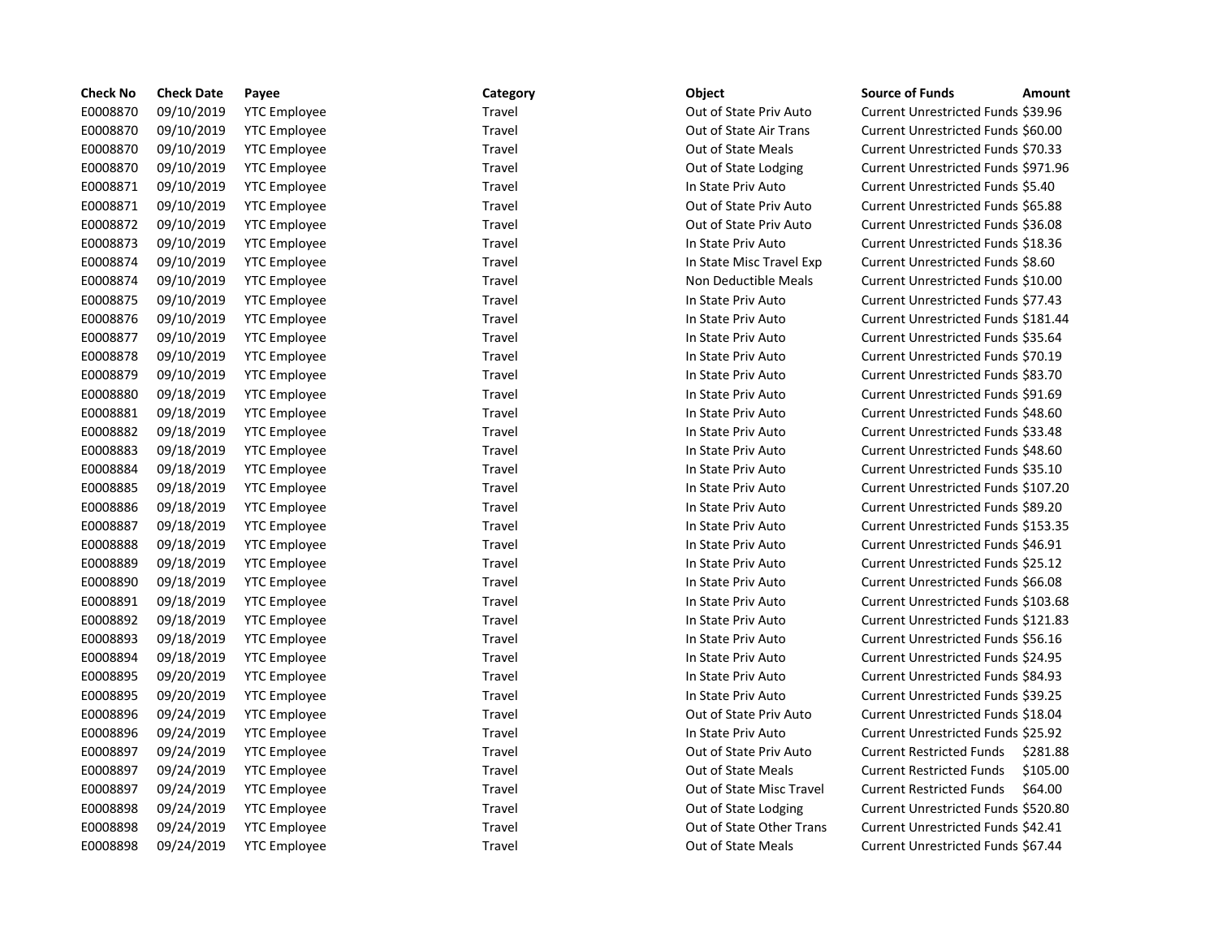| Check No | Check Date | Payee | Category | Object | Source of Funds | Amount |
|---|---|---|---|---|---|---|
| E0008870 | 09/10/2019 | YTC Employee | Travel | Out of State Priv Auto | Current Unrestricted Funds | $39.96 |
| E0008870 | 09/10/2019 | YTC Employee | Travel | Out of State Air Trans | Current Unrestricted Funds | $60.00 |
| E0008870 | 09/10/2019 | YTC Employee | Travel | Out of State Meals | Current Unrestricted Funds | $70.33 |
| E0008870 | 09/10/2019 | YTC Employee | Travel | Out of State Lodging | Current Unrestricted Funds | $971.96 |
| E0008871 | 09/10/2019 | YTC Employee | Travel | In State Priv Auto | Current Unrestricted Funds | $5.40 |
| E0008871 | 09/10/2019 | YTC Employee | Travel | Out of State Priv Auto | Current Unrestricted Funds | $65.88 |
| E0008872 | 09/10/2019 | YTC Employee | Travel | Out of State Priv Auto | Current Unrestricted Funds | $36.08 |
| E0008873 | 09/10/2019 | YTC Employee | Travel | In State Priv Auto | Current Unrestricted Funds | $18.36 |
| E0008874 | 09/10/2019 | YTC Employee | Travel | In State Misc Travel Exp | Current Unrestricted Funds | $8.60 |
| E0008874 | 09/10/2019 | YTC Employee | Travel | Non Deductible Meals | Current Unrestricted Funds | $10.00 |
| E0008875 | 09/10/2019 | YTC Employee | Travel | In State Priv Auto | Current Unrestricted Funds | $77.43 |
| E0008876 | 09/10/2019 | YTC Employee | Travel | In State Priv Auto | Current Unrestricted Funds | $181.44 |
| E0008877 | 09/10/2019 | YTC Employee | Travel | In State Priv Auto | Current Unrestricted Funds | $35.64 |
| E0008878 | 09/10/2019 | YTC Employee | Travel | In State Priv Auto | Current Unrestricted Funds | $70.19 |
| E0008879 | 09/10/2019 | YTC Employee | Travel | In State Priv Auto | Current Unrestricted Funds | $83.70 |
| E0008880 | 09/18/2019 | YTC Employee | Travel | In State Priv Auto | Current Unrestricted Funds | $91.69 |
| E0008881 | 09/18/2019 | YTC Employee | Travel | In State Priv Auto | Current Unrestricted Funds | $48.60 |
| E0008882 | 09/18/2019 | YTC Employee | Travel | In State Priv Auto | Current Unrestricted Funds | $33.48 |
| E0008883 | 09/18/2019 | YTC Employee | Travel | In State Priv Auto | Current Unrestricted Funds | $48.60 |
| E0008884 | 09/18/2019 | YTC Employee | Travel | In State Priv Auto | Current Unrestricted Funds | $35.10 |
| E0008885 | 09/18/2019 | YTC Employee | Travel | In State Priv Auto | Current Unrestricted Funds | $107.20 |
| E0008886 | 09/18/2019 | YTC Employee | Travel | In State Priv Auto | Current Unrestricted Funds | $89.20 |
| E0008887 | 09/18/2019 | YTC Employee | Travel | In State Priv Auto | Current Unrestricted Funds | $153.35 |
| E0008888 | 09/18/2019 | YTC Employee | Travel | In State Priv Auto | Current Unrestricted Funds | $46.91 |
| E0008889 | 09/18/2019 | YTC Employee | Travel | In State Priv Auto | Current Unrestricted Funds | $25.12 |
| E0008890 | 09/18/2019 | YTC Employee | Travel | In State Priv Auto | Current Unrestricted Funds | $66.08 |
| E0008891 | 09/18/2019 | YTC Employee | Travel | In State Priv Auto | Current Unrestricted Funds | $103.68 |
| E0008892 | 09/18/2019 | YTC Employee | Travel | In State Priv Auto | Current Unrestricted Funds | $121.83 |
| E0008893 | 09/18/2019 | YTC Employee | Travel | In State Priv Auto | Current Unrestricted Funds | $56.16 |
| E0008894 | 09/18/2019 | YTC Employee | Travel | In State Priv Auto | Current Unrestricted Funds | $24.95 |
| E0008895 | 09/20/2019 | YTC Employee | Travel | In State Priv Auto | Current Unrestricted Funds | $84.93 |
| E0008895 | 09/20/2019 | YTC Employee | Travel | In State Priv Auto | Current Unrestricted Funds | $39.25 |
| E0008896 | 09/24/2019 | YTC Employee | Travel | Out of State Priv Auto | Current Unrestricted Funds | $18.04 |
| E0008896 | 09/24/2019 | YTC Employee | Travel | In State Priv Auto | Current Unrestricted Funds | $25.92 |
| E0008897 | 09/24/2019 | YTC Employee | Travel | Out of State Priv Auto | Current Restricted Funds | $281.88 |
| E0008897 | 09/24/2019 | YTC Employee | Travel | Out of State Meals | Current Restricted Funds | $105.00 |
| E0008897 | 09/24/2019 | YTC Employee | Travel | Out of State Misc Travel | Current Restricted Funds | $64.00 |
| E0008898 | 09/24/2019 | YTC Employee | Travel | Out of State Lodging | Current Unrestricted Funds | $520.80 |
| E0008898 | 09/24/2019 | YTC Employee | Travel | Out of State Other Trans | Current Unrestricted Funds | $42.41 |
| E0008898 | 09/24/2019 | YTC Employee | Travel | Out of State Meals | Current Unrestricted Funds | $67.44 |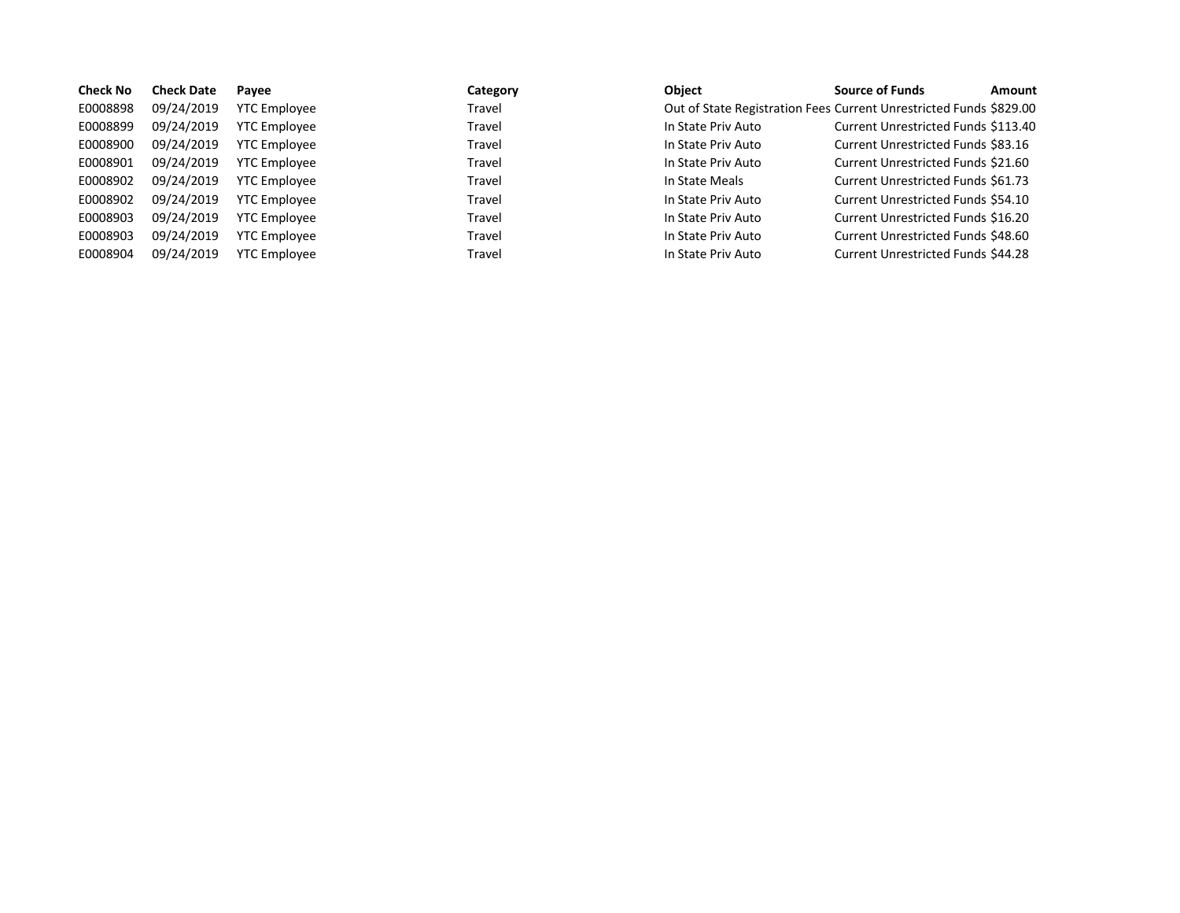| Check No | Check Date | Payee | Category | Object | Source of Funds | Amount |
| --- | --- | --- | --- | --- | --- | --- |
| E0008898 | 09/24/2019 | YTC Employee | Travel | Out of State Registration Fees | Current Unrestricted Funds | $829.00 |
| E0008899 | 09/24/2019 | YTC Employee | Travel | In State Priv Auto | Current Unrestricted Funds | $113.40 |
| E0008900 | 09/24/2019 | YTC Employee | Travel | In State Priv Auto | Current Unrestricted Funds | $83.16 |
| E0008901 | 09/24/2019 | YTC Employee | Travel | In State Priv Auto | Current Unrestricted Funds | $21.60 |
| E0008902 | 09/24/2019 | YTC Employee | Travel | In State Meals | Current Unrestricted Funds | $61.73 |
| E0008902 | 09/24/2019 | YTC Employee | Travel | In State Priv Auto | Current Unrestricted Funds | $54.10 |
| E0008903 | 09/24/2019 | YTC Employee | Travel | In State Priv Auto | Current Unrestricted Funds | $16.20 |
| E0008903 | 09/24/2019 | YTC Employee | Travel | In State Priv Auto | Current Unrestricted Funds | $48.60 |
| E0008904 | 09/24/2019 | YTC Employee | Travel | In State Priv Auto | Current Unrestricted Funds | $44.28 |